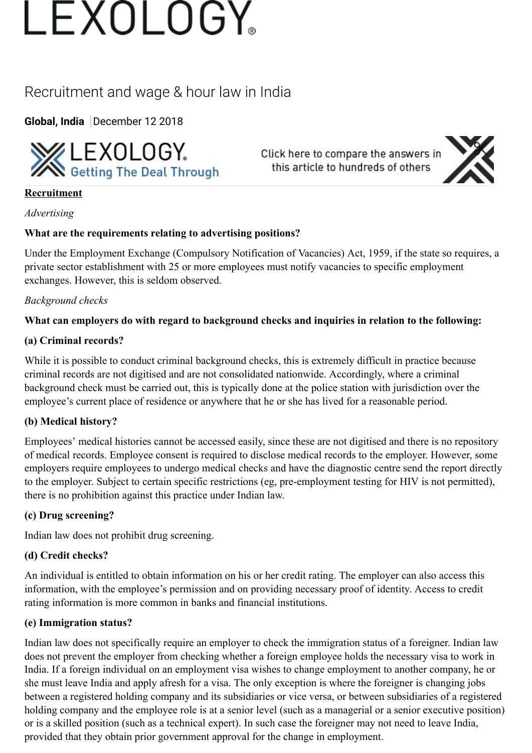# LEXOLOGY

## Recruitment and wage & hour law in India

**Global, India** | December 12 2018

Click here to compare the answers in this article to hundreds of others

**Recruitment**

*Advertising*

**What are the requirements relating to advertising positions?**

Under the Employment Exchange (Compulsory Notification of Vacancies) Act, 1959, if the state so requires, a private sector establishment with 25 or more employees must notify vacancies to specific employment exchanges. However, this is seldom observed.

*Background checks*

**What can employers do with regard to background checks and inquiries in relation to the following:**

**(a) Criminal records?**

While it is possible to conduct criminal background checks, this is extremely difficult in practice because criminal records are not digitised and are not consolidated nationwide. Accordingly, where a criminal background check must be carried out, this is typically done at the police station with jurisdiction over the employee's current place of residence or anywhere that he or she has lived for a reasonable period.

**(b) Medical history?**

Employees' medical histories cannot be accessed easily, since these are not digitised and there is no repository of medical records. Employee consent is required to disclose medical records to the employer. However, some employers require employees to undergo medical checks and have the diagnostic centre send the report directly to the employer. Subject to certain specific restrictions (eg, pre-employment testing for HIV is not permitted), there is no prohibition against this practice under Indian law.

**(c) Drug screening?**

Indian law does not prohibit drug screening.

**(d) Credit checks?**

An individual is entitled to obtain information on his or her credit rating. The employer can also access this information, with the employee's permission and on providing necessary proof of identity. Access to credit rating information is more common in banks and financial institutions.

**(e) Immigration status?**

Indian law does not specifically require an employer to check the immigration status of a foreigner. Indian law does not prevent the employer from checking whether a foreign employee holds the necessary visa to work in India. If a foreign individual on an employment visa wishes to change employment to another company, he or she must leave India and apply afresh for a visa. The only exception is where the foreigner is changing jobs between a registered holding company and its subsidiaries or vice versa, or between subsidiaries of a registered holding company and the employee role is at a senior level (such as a managerial or a senior executive position) or is a skilled position (such as a technical expert). In such case the foreigner may not need to leave India, provided that they obtain prior government approval for the change in employment.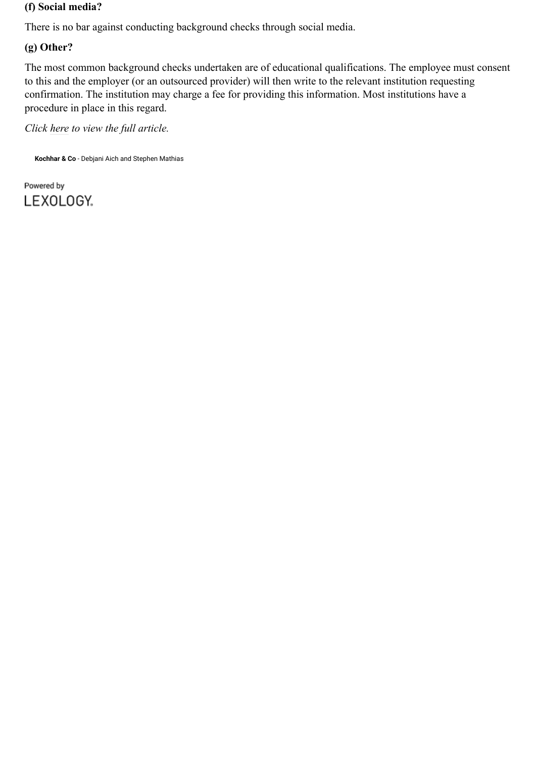**(f) Social media?**

There is no bar against conducting background checks through social media.

**(g) Other?**

The most common background checks undertaken are of educational qualifications. The employee must consent to this and the employer (or an outsourced provider) will then write to the relevant institution requesting confirmation. The institution may charge a fee for providing this information. Most institutions have a procedure in place in this regard.

*Click here to view the full article.*

**Kochhar & Co** - Debjani Aich and Stephen Mathias

Powered by LEXOLOGY.